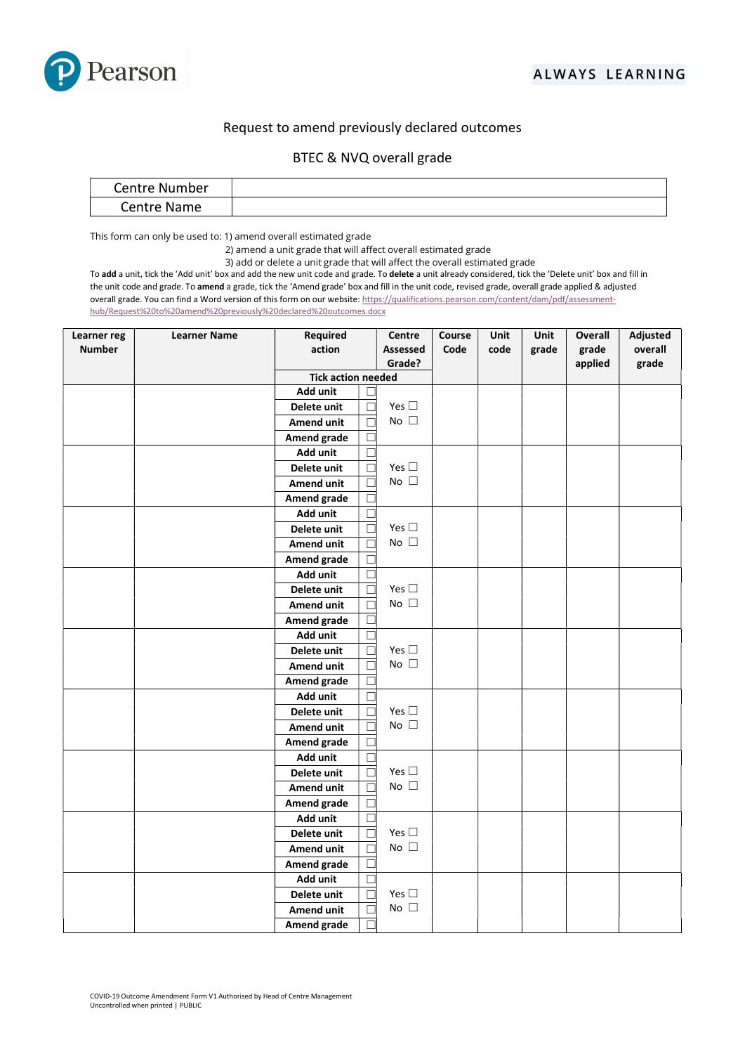Pearson

ALWAYS LEARNING

## Request to amend previously declared outcomes

## BTEC & NVQ overall grade

| Centre Number | |
|---|---|
| Centre Name | |

This form can only be used to: 1) amend overall estimated grade

2) amend a unit grade that will affect overall estimated grade

3) add or delete a unit grade that will affect the overall estimated grade

To **add** a unit, tick the 'Add unit' box and add the new unit code and grade. To **delete** a unit already considered, tick the 'Delete unit' box and fill in the unit code and grade. To **amend** a grade, tick the 'Amend grade' box and fill in the unit code, revised grade, overall grade applied & adjusted overall grade. You can find a Word version of this form on our website: https://qualifications.pearson.com/content/dam/pdf/assessment-hub/Request%20to%20amend%20previously%20declared%20outcomes.docx

| Learner reg Number | Learner Name | Required action | | Centre Assessed Grade? | Course Code | Unit code | Unit grade | Overall grade applied | Adjusted overall grade |
|---|---|---|---|---|---|---|---|---|---|
| | | Tick action needed | | | | | | | |
| | | Add unit | ☐ | Yes ☐ No ☐ | | | | | |
| | | Delete unit | ☐ | | | | | | |
| | | Amend unit | ☐ | | | | | | |
| | | Amend grade | ☐ | | | | | | |
| | | Add unit | ☐ | Yes ☐ No ☐ | | | | | |
| | | Delete unit | ☐ | | | | | | |
| | | Amend unit | ☐ | | | | | | |
| | | Amend grade | ☐ | | | | | | |
| | | Add unit | ☐ | Yes ☐ No ☐ | | | | | |
| | | Delete unit | ☐ | | | | | | |
| | | Amend unit | ☐ | | | | | | |
| | | Amend grade | ☐ | | | | | | |
| | | Add unit | ☐ | Yes ☐ No ☐ | | | | | |
| | | Delete unit | ☐ | | | | | | |
| | | Amend unit | ☐ | | | | | | |
| | | Amend grade | ☐ | | | | | | |
| | | Add unit | ☐ | Yes ☐ No ☐ | | | | | |
| | | Delete unit | ☐ | | | | | | |
| | | Amend unit | ☐ | | | | | | |
| | | Amend grade | ☐ | | | | | | |
| | | Add unit | ☐ | Yes ☐ No ☐ | | | | | |
| | | Delete unit | ☐ | | | | | | |
| | | Amend unit | ☐ | | | | | | |
| | | Amend grade | ☐ | | | | | | |
| | | Add unit | ☐ | Yes ☐ No ☐ | | | | | |
| | | Delete unit | ☐ | | | | | | |
| | | Amend unit | ☐ | | | | | | |
| | | Amend grade | ☐ | | | | | | |
| | | Add unit | ☐ | Yes ☐ No ☐ | | | | | |
| | | Delete unit | ☐ | | | | | | |
| | | Amend unit | ☐ | | | | | | |
| | | Amend grade | ☐ | | | | | | |
| | | Add unit | ☐ | Yes ☐ No ☐ | | | | | |
| | | Delete unit | ☐ | | | | | | |
| | | Amend unit | ☐ | | | | | | |
| | | Amend grade | ☐ | | | | | | |

COVID-19 Outcome Amendment Form V1 Authorised by Head of Centre Management
Uncontrolled when printed | PUBLIC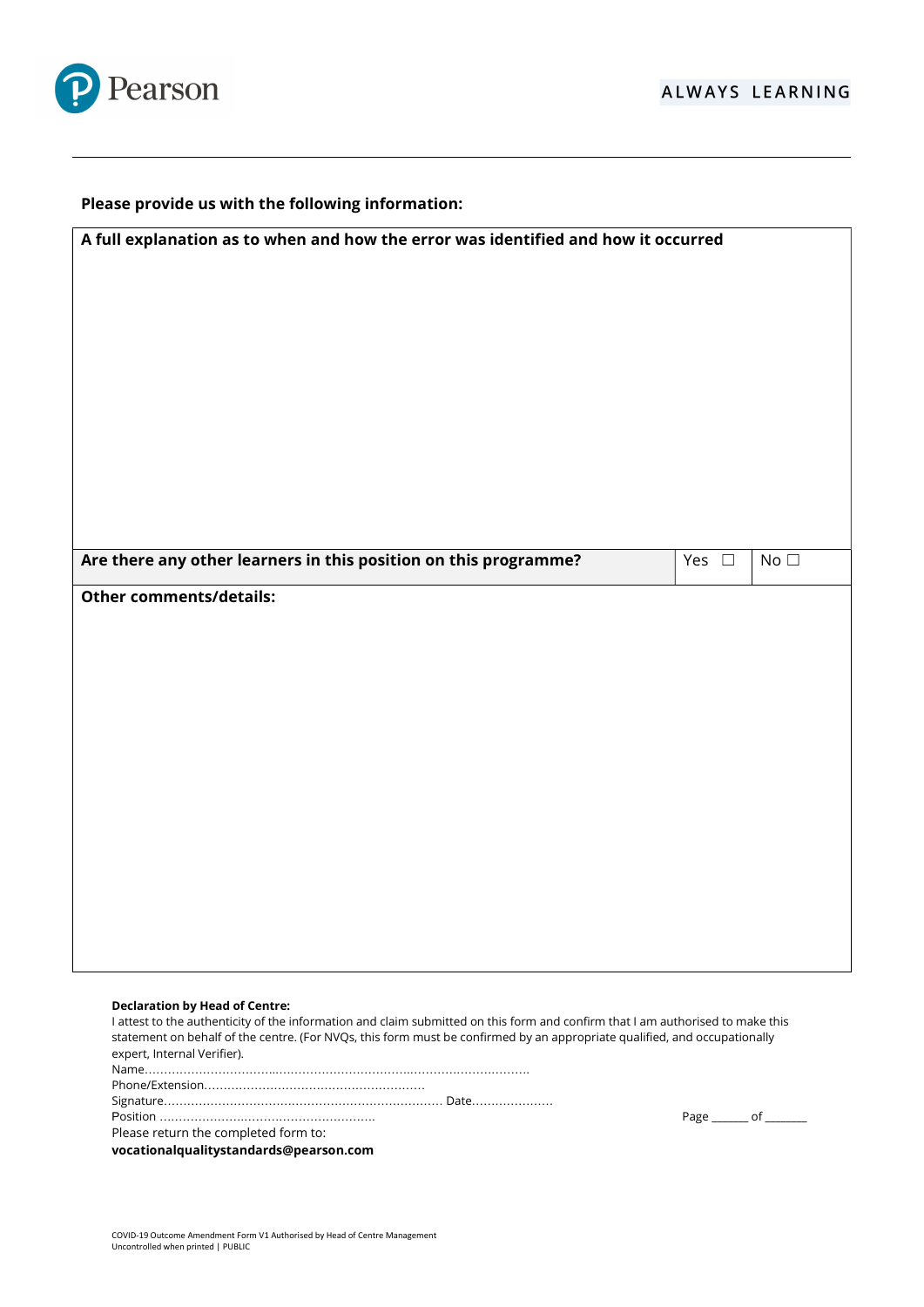**Please provide us with the following information:**

| | | |
|---|---|---|
| **A full explanation as to when and how the error was identified and how it occurred** | | |
| **Are there any other learners in this position on this programme?** | Yes ☐ | No ☐ |
| **Other comments/details:** | | |

**Declaration by Head of Centre:**

I attest to the authenticity of the information and claim submitted on this form and confirm that I am authorised to make this statement on behalf of the centre. (For NVQs, this form must be confirmed by an appropriate qualified, and occupationally expert, Internal Verifier).

Name………………………………………………………………………………………………

Phone/Extension…………………………………………………

Signature……………………………………………………………… Date…………………

Position ………………………………………………… Page ______ of _______

Please return the completed form to:

**vocationalqualitystandards@pearson.com**

COVID-19 Outcome Amendment Form V1 Authorised by Head of Centre Management
Uncontrolled when printed | PUBLIC